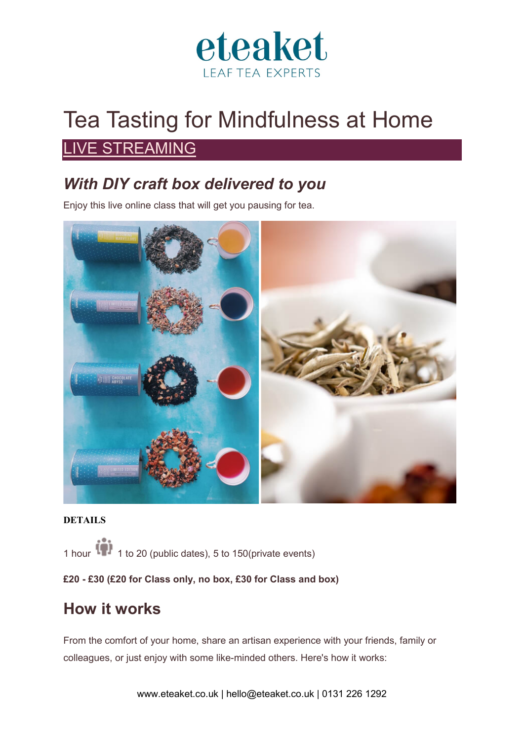eteaket

LEAF TEA EXPERTS

# Tea Tasting for Mindfulness at Home

LIVE STREAMING

## *With DIY craft box delivered to you*

Enjoy this live online class that will get you pausing for tea.

**DETAILS**

1 hour 1 to 20 (public dates), 5 to 150(private events)

**£20 - £30 (£20 for Class only, no box, £30 for Class and box)**

## How it works

From the comfort of your home, share an artisan experience with your friends, family or colleagues, or just enjoy with some like-minded others. Here's how it works:

www.eteaket.co.uk | hello@eteaket.co.uk | 0131 226 1292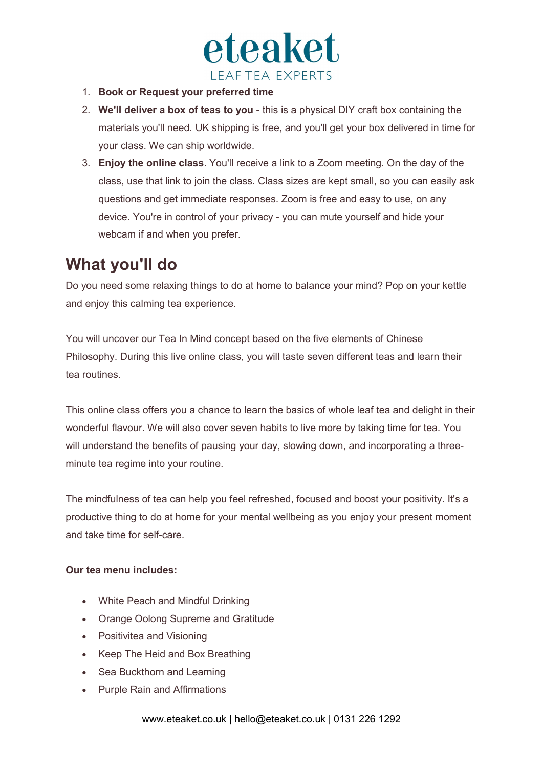1. **Book or Request your preferred time**
2. **We'll deliver a box of teas to you** - this is a physical DIY craft box containing the materials you'll need. UK shipping is free, and you'll get your box delivered in time for your class. We can ship worldwide.
3. **Enjoy the online class**. You'll receive a link to a Zoom meeting. On the day of the class, use that link to join the class. Class sizes are kept small, so you can easily ask questions and get immediate responses. Zoom is free and easy to use, on any device. You're in control of your privacy - you can mute yourself and hide your webcam if and when you prefer.

## What you'll do

Do you need some relaxing things to do at home to balance your mind? Pop on your kettle and enjoy this calming tea experience.

You will uncover our Tea In Mind concept based on the five elements of Chinese Philosophy. During this live online class, you will taste seven different teas and learn their tea routines.

This online class offers you a chance to learn the basics of whole leaf tea and delight in their wonderful flavour. We will also cover seven habits to live more by taking time for tea. You will understand the benefits of pausing your day, slowing down, and incorporating a three-minute tea regime into your routine.

The mindfulness of tea can help you feel refreshed, focused and boost your positivity. It's a productive thing to do at home for your mental wellbeing as you enjoy your present moment and take time for self-care.

**Our tea menu includes:**

- White Peach and Mindful Drinking
- Orange Oolong Supreme and Gratitude
- Positivitea and Visioning
- Keep The Heid and Box Breathing
- Sea Buckthorn and Learning
- Purple Rain and Affirmations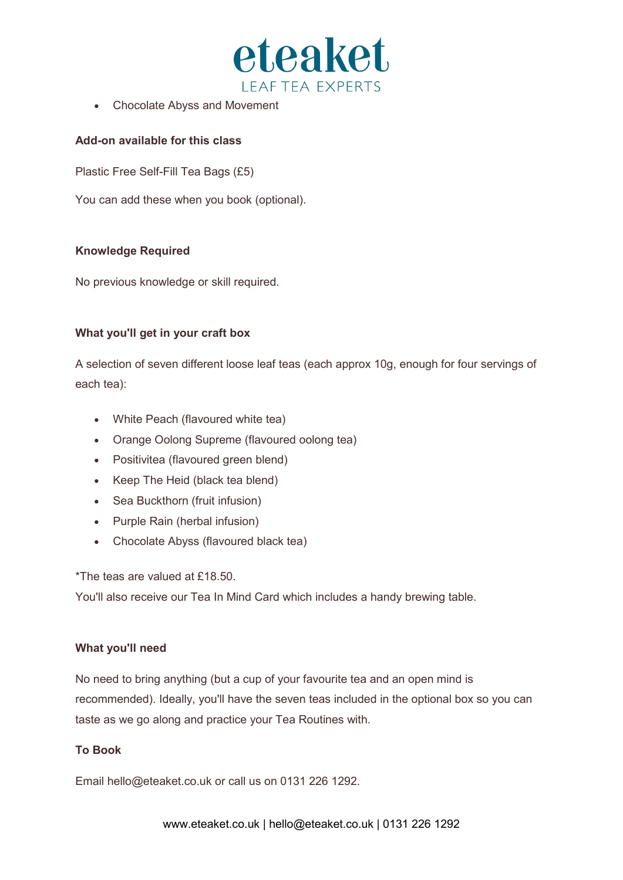- Chocolate Abyss and Movement

**Add-on available for this class**

Plastic Free Self-Fill Tea Bags (£5)

You can add these when you book (optional).

**Knowledge Required**

No previous knowledge or skill required.

**What you'll get in your craft box**

A selection of seven different loose leaf teas (each approx 10g, enough for four servings of each tea):

- White Peach (flavoured white tea)
- Orange Oolong Supreme (flavoured oolong tea)
- Positivitea (flavoured green blend)
- Keep The Heid (black tea blend)
- Sea Buckthorn (fruit infusion)
- Purple Rain (herbal infusion)
- Chocolate Abyss (flavoured black tea)

*The teas are valued at £18.50.
You'll also receive our Tea In Mind Card which includes a handy brewing table.

**What you'll need**

No need to bring anything (but a cup of your favourite tea and an open mind is recommended). Ideally, you'll have the seven teas included in the optional box so you can taste as we go along and practice your Tea Routines with.

**To Book**

Email hello@eteaket.co.uk or call us on 0131 226 1292.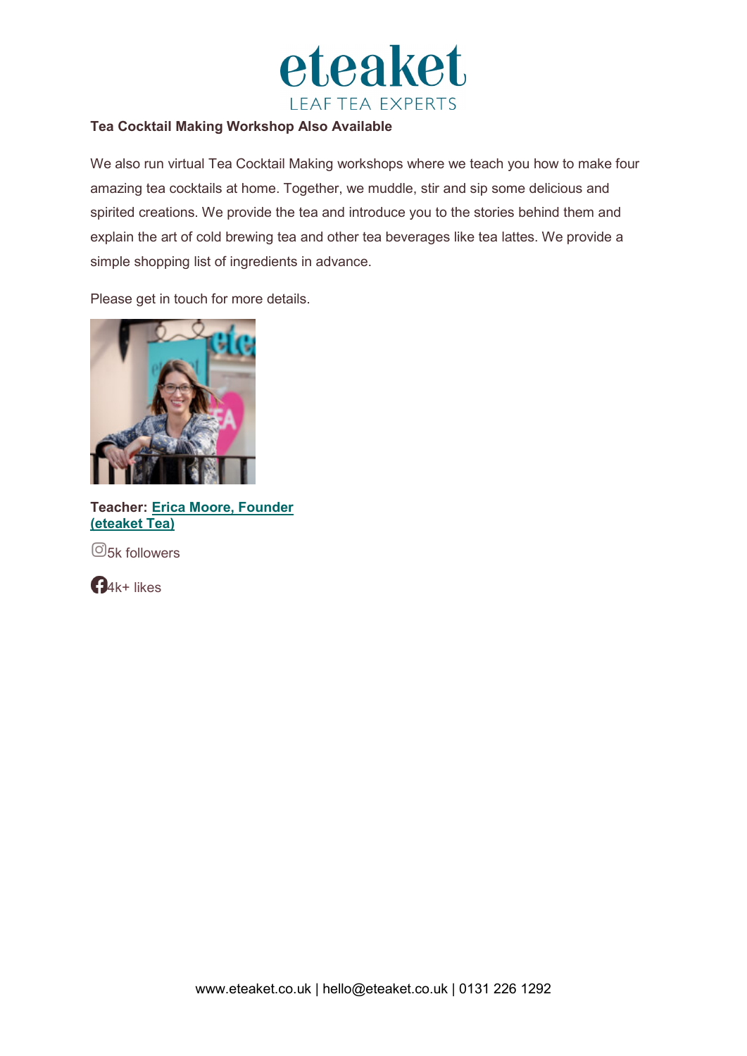**Tea Cocktail Making Workshop Also Available**

We also run virtual Tea Cocktail Making workshops where we teach you how to make four amazing tea cocktails at home. Together, we muddle, stir and sip some delicious and spirited creations. We provide the tea and introduce you to the stories behind them and explain the art of cold brewing tea and other tea beverages like tea lattes. We provide a simple shopping list of ingredients in advance.

Please get in touch for more details.

**Teacher:** **Erica Moore, Founder (eteaket Tea)**

5k followers

4k+ likes

www.eteaket.co.uk | hello@eteaket.co.uk | 0131 226 1292